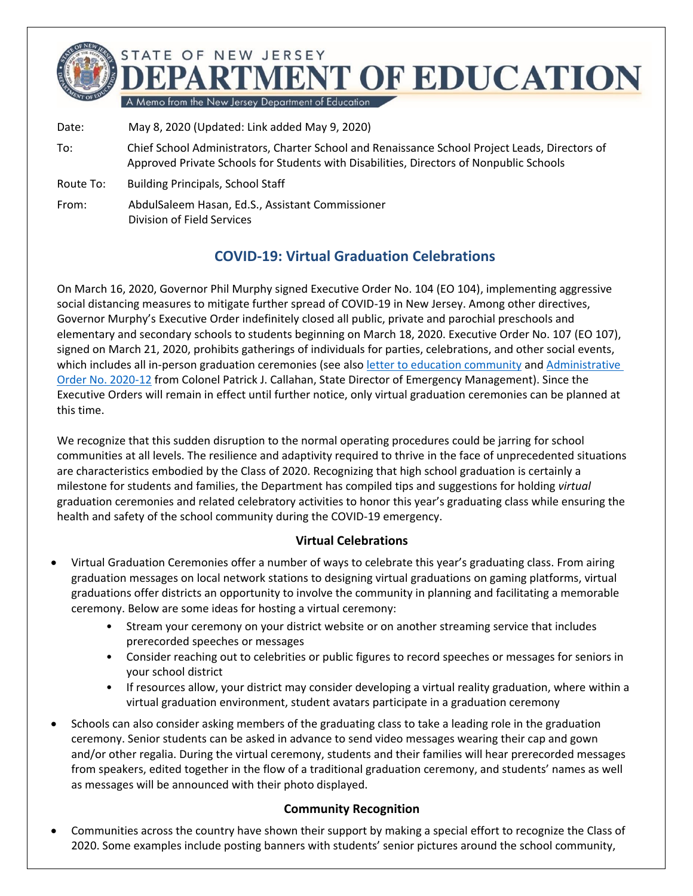# STATE OF NEW JERSEY DEPARTMENT OF EDUCATION

A Memo from the New Jersey Department of Education

Date: May 8, 2020 (Updated: Link added May 9, 2020)

To: Chief School Administrators, Charter School and Renaissance School Project Leads, Directors of Approved Private Schools for Students with Disabilities, Directors of Nonpublic Schools

Route To: Building Principals, School Staff

From: AbdulSaleem Hasan, Ed.S., Assistant Commissioner
Division of Field Services

## COVID-19: Virtual Graduation Celebrations

On March 16, 2020, Governor Phil Murphy signed Executive Order No. 104 (EO 104), implementing aggressive social distancing measures to mitigate further spread of COVID-19 in New Jersey. Among other directives, Governor Murphy's Executive Order indefinitely closed all public, private and parochial preschools and elementary and secondary schools to students beginning on March 18, 2020. Executive Order No. 107 (EO 107), signed on March 21, 2020, prohibits gatherings of individuals for parties, celebrations, and other social events, which includes all in-person graduation ceremonies (see also letter to education community and Administrative Order No. 2020-12 from Colonel Patrick J. Callahan, State Director of Emergency Management). Since the Executive Orders will remain in effect until further notice, only virtual graduation ceremonies can be planned at this time.

We recognize that this sudden disruption to the normal operating procedures could be jarring for school communities at all levels. The resilience and adaptivity required to thrive in the face of unprecedented situations are characteristics embodied by the Class of 2020. Recognizing that high school graduation is certainly a milestone for students and families, the Department has compiled tips and suggestions for holding *virtual* graduation ceremonies and related celebratory activities to honor this year's graduating class while ensuring the health and safety of the school community during the COVID-19 emergency.

### Virtual Celebrations

- Virtual Graduation Ceremonies offer a number of ways to celebrate this year's graduating class. From airing graduation messages on local network stations to designing virtual graduations on gaming platforms, virtual graduations offer districts an opportunity to involve the community in planning and facilitating a memorable ceremony. Below are some ideas for hosting a virtual ceremony:
  - Stream your ceremony on your district website or on another streaming service that includes prerecorded speeches or messages
  - Consider reaching out to celebrities or public figures to record speeches or messages for seniors in your school district
  - If resources allow, your district may consider developing a virtual reality graduation, where within a virtual graduation environment, student avatars participate in a graduation ceremony
- Schools can also consider asking members of the graduating class to take a leading role in the graduation ceremony. Senior students can be asked in advance to send video messages wearing their cap and gown and/or other regalia. During the virtual ceremony, students and their families will hear prerecorded messages from speakers, edited together in the flow of a traditional graduation ceremony, and students' names as well as messages will be announced with their photo displayed.

### Community Recognition

- Communities across the country have shown their support by making a special effort to recognize the Class of 2020. Some examples include posting banners with students' senior pictures around the school community,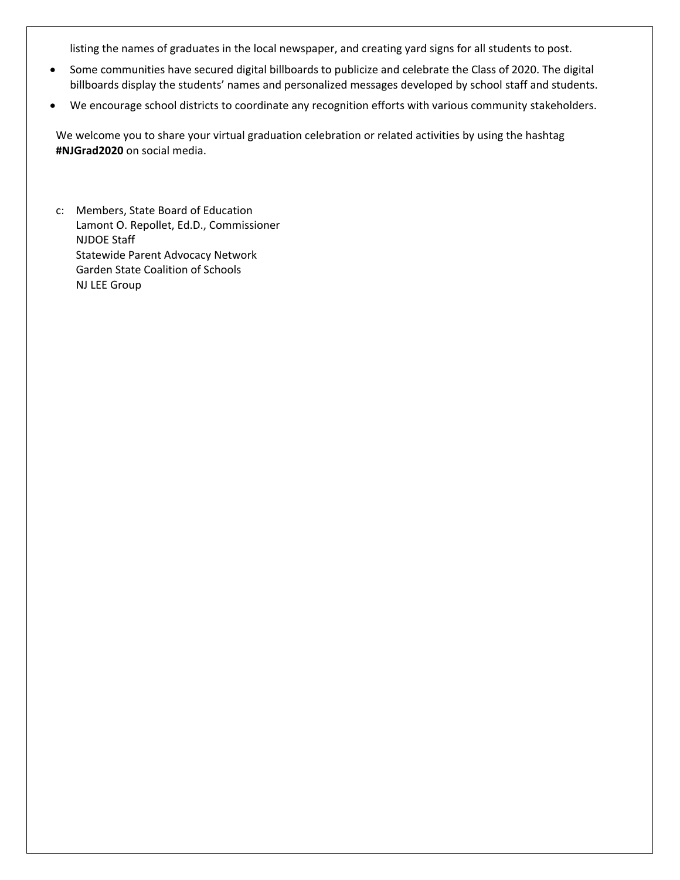listing the names of graduates in the local newspaper, and creating yard signs for all students to post.

- Some communities have secured digital billboards to publicize and celebrate the Class of 2020. The digital billboards display the students' names and personalized messages developed by school staff and students.
- We encourage school districts to coordinate any recognition efforts with various community stakeholders.

We welcome you to share your virtual graduation celebration or related activities by using the hashtag **#NJGrad2020** on social media.

c: Members, State Board of Education
Lamont O. Repollet, Ed.D., Commissioner
NJDOE Staff
Statewide Parent Advocacy Network
Garden State Coalition of Schools
NJ LEE Group